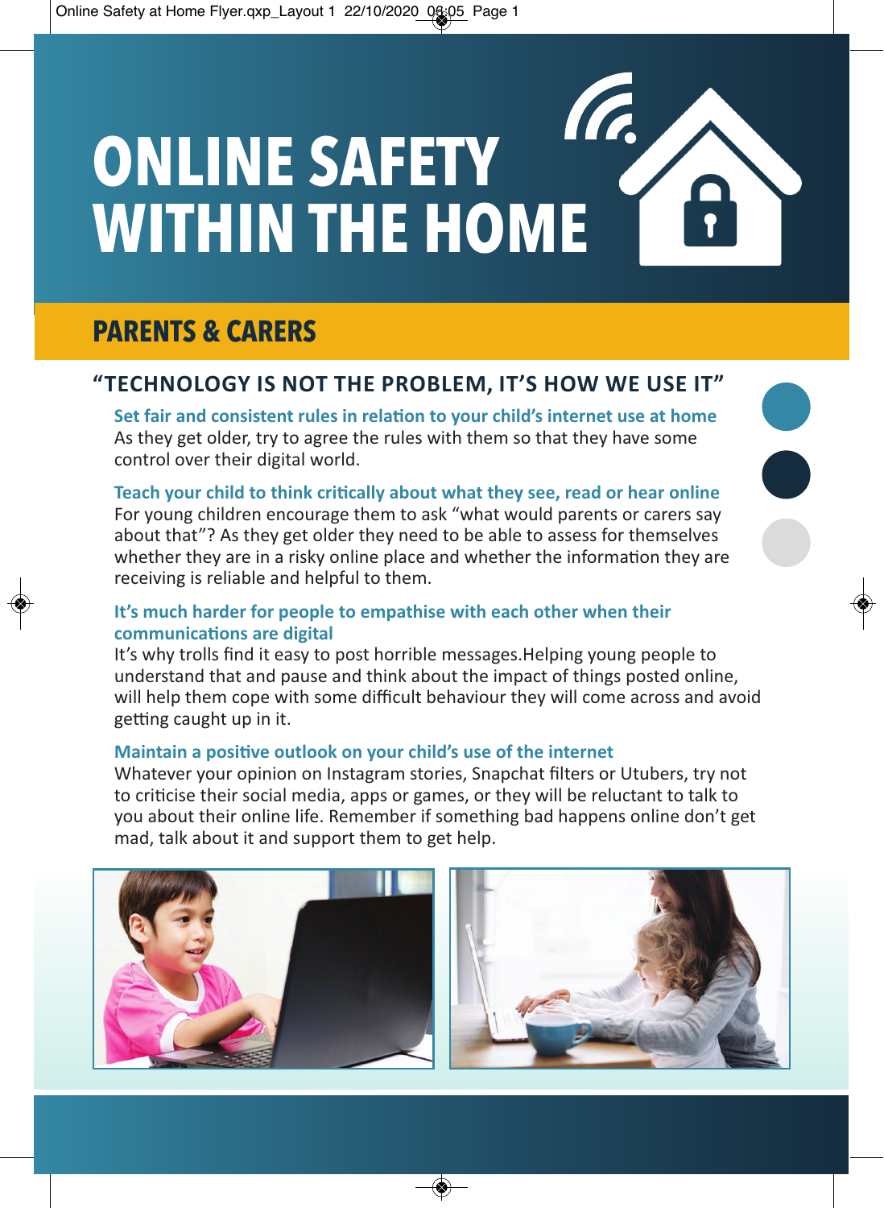# ONLINE SAFETY WITHIN THE HOME

## PARENTS & CARERS

### "TECHNOLOGY IS NOT THE PROBLEM, IT'S HOW WE USE IT"

**Set fair and consistent rules in relation to your child's internet use at home**
As they get older, try to agree the rules with them so that they have some control over their digital world.

**Teach your child to think critically about what they see, read or hear online**
For young children encourage them to ask "what would parents or carers say about that"? As they get older they need to be able to assess for themselves whether they are in a risky online place and whether the information they are receiving is reliable and helpful to them.

**It's much harder for people to empathise with each other when their communications are digital**
It's why trolls find it easy to post horrible messages.Helping young people to understand that and pause and think about the impact of things posted online, will help them cope with some difficult behaviour they will come across and avoid getting caught up in it.

**Maintain a positive outlook on your child's use of the internet**
Whatever your opinion on Instagram stories, Snapchat filters or Utubers, try not to criticise their social media, apps or games, or they will be reluctant to talk to you about their online life. Remember if something bad happens online don't get mad, talk about it and support them to get help.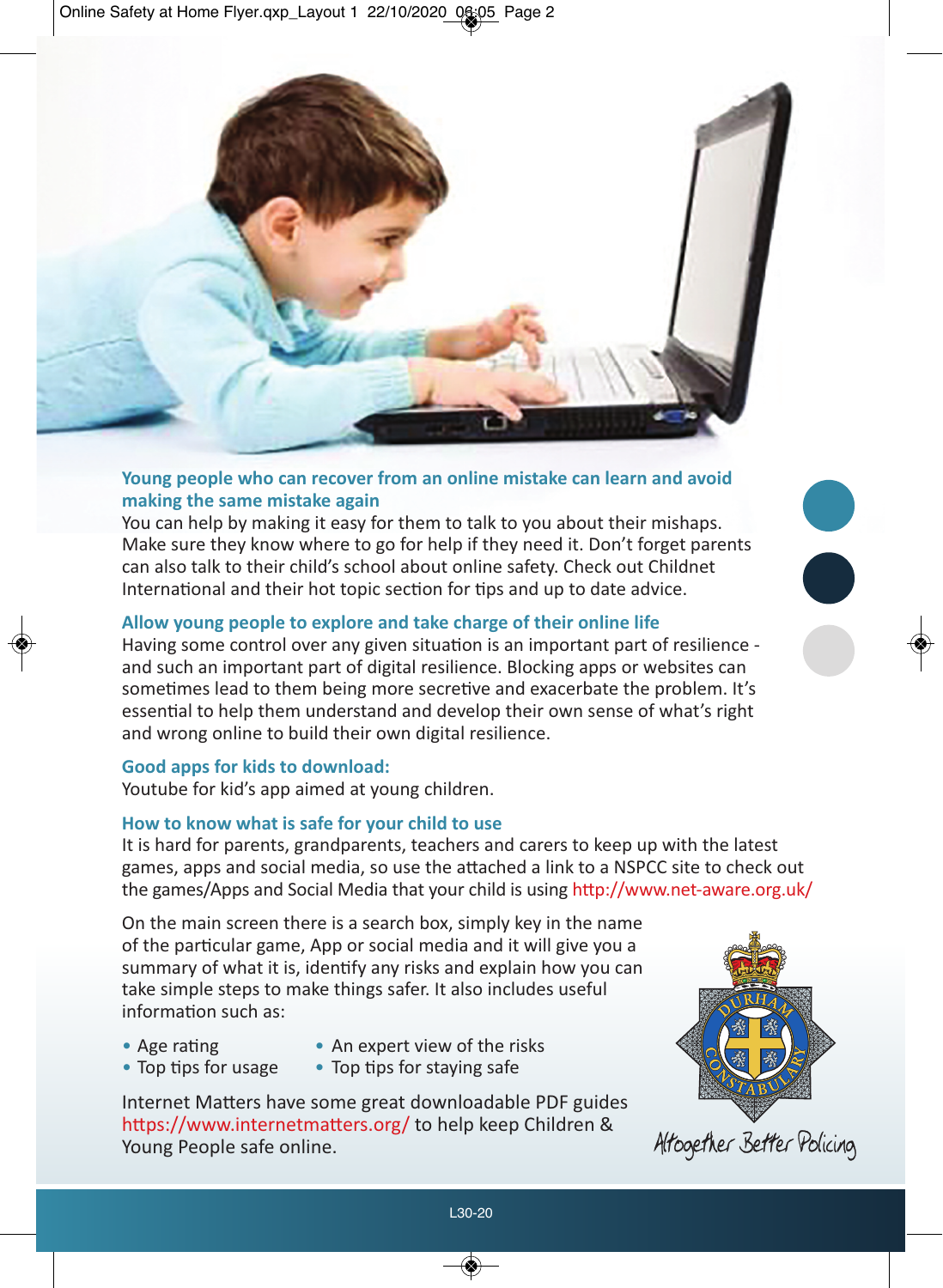### Young people who can recover from an online mistake can learn and avoid making the same mistake again

You can help by making it easy for them to talk to you about their mishaps. Make sure they know where to go for help if they need it. Don't forget parents can also talk to their child's school about online safety. Check out Childnet International and their hot topic section for tips and up to date advice.

### Allow young people to explore and take charge of their online life

Having some control over any given situation is an important part of resilience - and such an important part of digital resilience. Blocking apps or websites can sometimes lead to them being more secretive and exacerbate the problem. It's essential to help them understand and develop their own sense of what's right and wrong online to build their own digital resilience.

### Good apps for kids to download:

Youtube for kid's app aimed at young children.

### How to know what is safe for your child to use

It is hard for parents, grandparents, teachers and carers to keep up with the latest games, apps and social media, so use the attached a link to a NSPCC site to check out the games/Apps and Social Media that your child is using http://www.net-aware.org.uk/

On the main screen there is a search box, simply key in the name of the particular game, App or social media and it will give you a summary of what it is, identify any risks and explain how you can take simple steps to make things safer. It also includes useful information such as:

- Age rating
- Top tips for usage
- An expert view of the risks
- Top tips for staying safe

Internet Matters have some great downloadable PDF guides https://www.internetmatters.org/ to help keep Children & Young People safe online.

Altogether Better Policing

L30-20